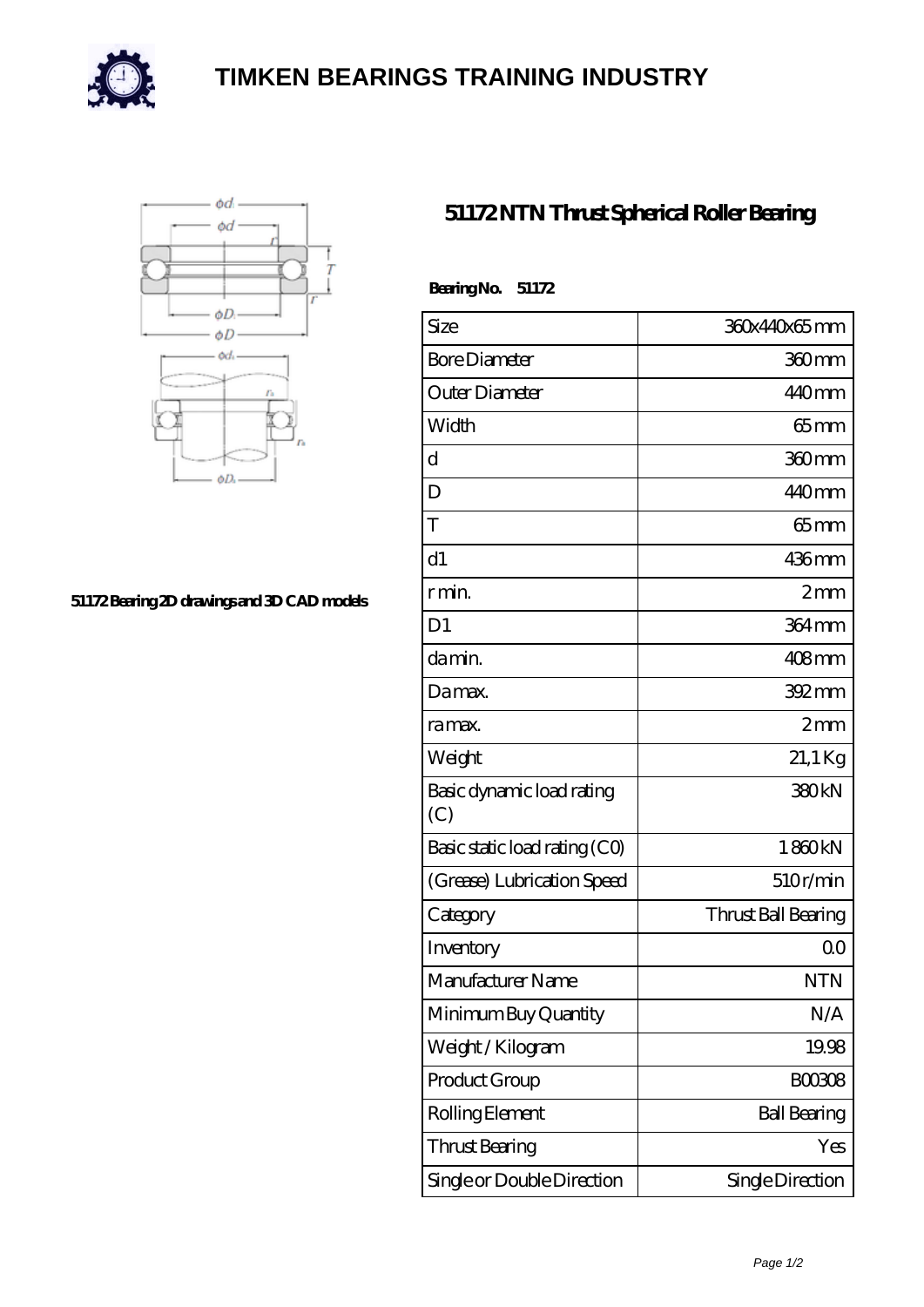# TIMKEN BEARINGS TRAINING INDUSTRY

51172 Bearing 2D drawings and 3D CAD models

## 51172 NTN Thrust Spherical Roller Bearing

**Bearing No. 51172**

| Size | 360x440x65 mm |
|---|---|
| Bore Diameter | 360 mm |
| Outer Diameter | 440 mm |
| Width | 65 mm |
| d | 360 mm |
| D | 440 mm |
| T | 65 mm |
| d1 | 436 mm |
| r min. | 2 mm |
| D1 | 364 mm |
| da min. | 408 mm |
| Da max. | 392 mm |
| ra max. | 2 mm |
| Weight | 21,1 Kg |
| Basic dynamic load rating (C) | 380 kN |
| Basic static load rating (C0) | 1 860 kN |
| (Grease) Lubrication Speed | 510 r/min |
| Category | Thrust Ball Bearing |
| Inventory | 0.0 |
| Manufacturer Name | NTN |
| Minimum Buy Quantity | N/A |
| Weight / Kilogram | 19.98 |
| Product Group | B00308 |
| Rolling Element | Ball Bearing |
| Thrust Bearing | Yes |
| Single or Double Direction | Single Direction |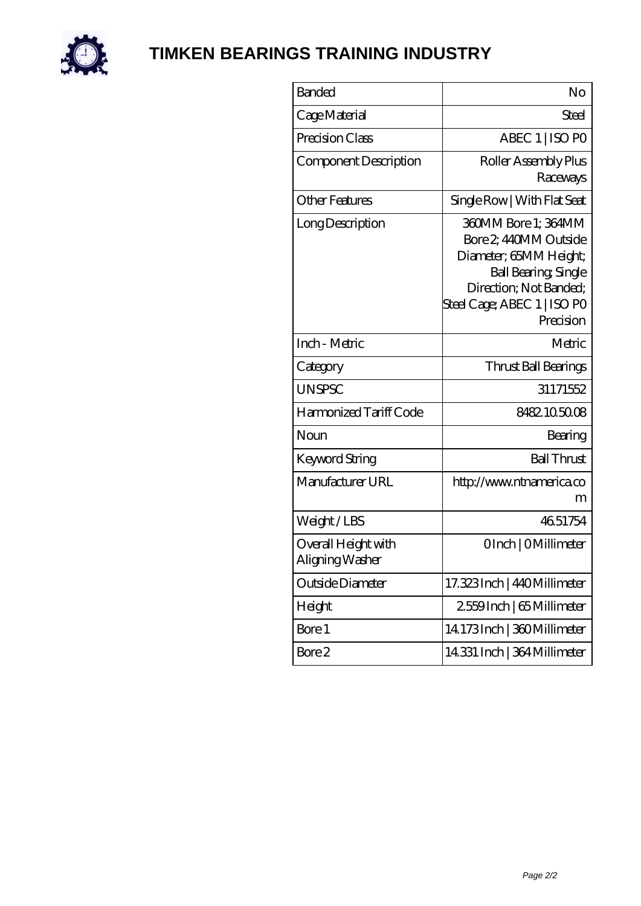# TIMKEN BEARINGS TRAINING INDUSTRY

| | |
|---|---|
| Banded | No |
| Cage Material | Steel |
| Precision Class | ABEC 1 \| ISO P0 |
| Component Description | Roller Assembly Plus Raceways |
| Other Features | Single Row \| With Flat Seat |
| Long Description | 360MM Bore 1; 364MM Bore 2; 440MM Outside Diameter; 65MM Height; Ball Bearing; Single Direction; Not Banded; Steel Cage; ABEC 1 \| ISO P0 Precision |
| Inch - Metric | Metric |
| Category | Thrust Ball Bearings |
| UNSPSC | 31171552 |
| Harmonized Tariff Code | 8482.10.50.08 |
| Noun | Bearing |
| Keyword String | Ball Thrust |
| Manufacturer URL | http://www.ntnamerica.com |
| Weight / LBS | 46.51754 |
| Overall Height with Aligning Washer | 0 Inch \| 0 Millimeter |
| Outside Diameter | 17.323 Inch \| 440 Millimeter |
| Height | 2.559 Inch \| 65 Millimeter |
| Bore 1 | 14.173 Inch \| 360 Millimeter |
| Bore 2 | 14.331 Inch \| 364 Millimeter |